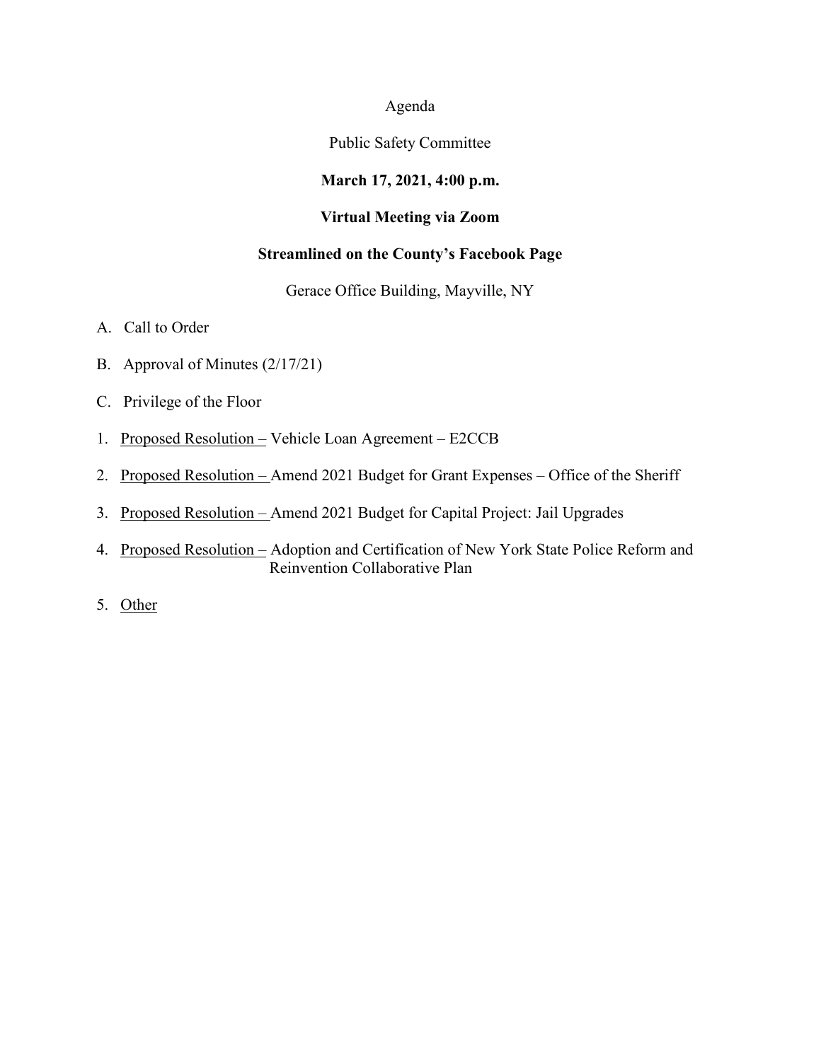Agenda

Public Safety Committee

**March 17, 2021, 4:00 p.m.**

**Virtual Meeting via Zoom**

**Streamlined on the County's Facebook Page**

Gerace Office Building, Mayville, NY

A. Call to Order

B. Approval of Minutes (2/17/21)

C. Privilege of the Floor

1. Proposed Resolution – Vehicle Loan Agreement – E2CCB

2. Proposed Resolution – Amend 2021 Budget for Grant Expenses – Office of the Sheriff

3. Proposed Resolution – Amend 2021 Budget for Capital Project: Jail Upgrades

4. Proposed Resolution – Adoption and Certification of New York State Police Reform and Reinvention Collaborative Plan

5. Other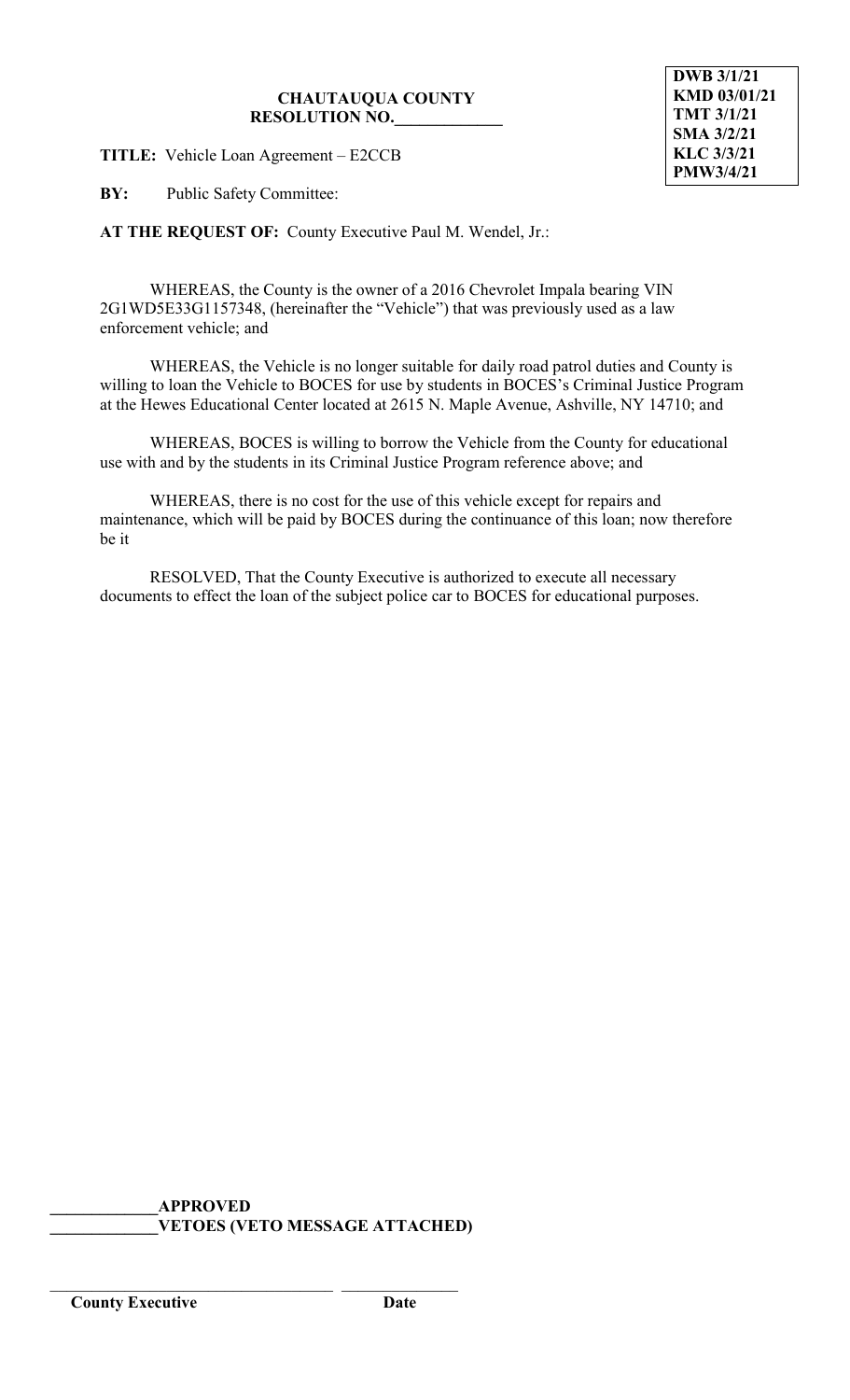**DWB 3/1/21**
**KMD 03/01/21**
**TMT 3/1/21**
**SMA 3/2/21**
**KLC 3/3/21**
**PMW3/4/21**

**CHAUTAUQUA COUNTY**
**RESOLUTION NO.\_\_\_\_\_\_\_\_\_\_\_\_\_**

**TITLE:** Vehicle Loan Agreement – E2CCB

**BY:** Public Safety Committee:

**AT THE REQUEST OF:** County Executive Paul M. Wendel, Jr.:

WHEREAS, the County is the owner of a 2016 Chevrolet Impala bearing VIN 2G1WD5E33G1157348, (hereinafter the "Vehicle") that was previously used as a law enforcement vehicle; and

WHEREAS, the Vehicle is no longer suitable for daily road patrol duties and County is willing to loan the Vehicle to BOCES for use by students in BOCES's Criminal Justice Program at the Hewes Educational Center located at 2615 N. Maple Avenue, Ashville, NY 14710; and

WHEREAS, BOCES is willing to borrow the Vehicle from the County for educational use with and by the students in its Criminal Justice Program reference above; and

WHEREAS, there is no cost for the use of this vehicle except for repairs and maintenance, which will be paid by BOCES during the continuance of this loan; now therefore be it

RESOLVED, That the County Executive is authorized to execute all necessary documents to effect the loan of the subject police car to BOCES for educational purposes.

\_\_\_\_\_\_\_\_\_\_\_\_\_**APPROVED**
\_\_\_\_\_\_\_\_\_\_\_\_\_**VETOES (VETO MESSAGE ATTACHED)**

\_\_\_\_\_\_\_\_\_\_\_\_\_\_\_\_\_\_\_\_\_\_\_\_\_\_\_\_\_\_\_\_\_\_\_ \_\_\_\_\_\_\_\_\_\_\_\_\_\_\_
**County Executive** **Date**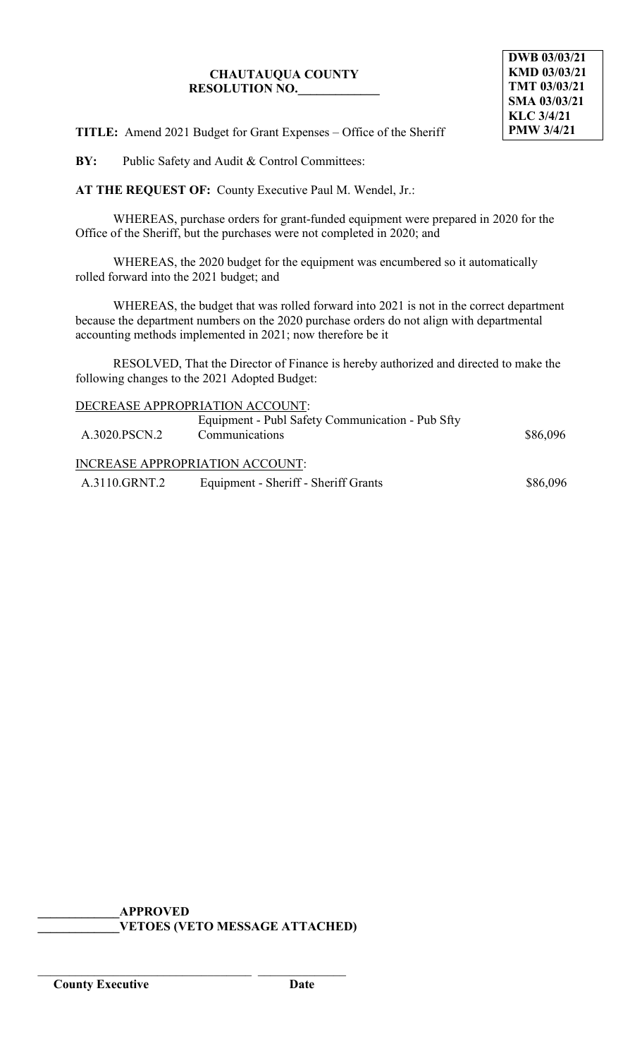**DWB 03/03/21**
**KMD 03/03/21**
**TMT 03/03/21**
**SMA 03/03/21**
**KLC 3/4/21**
**PMW 3/4/21**

**CHAUTAUQUA COUNTY**
**RESOLUTION NO.\_\_\_\_\_\_\_\_\_\_\_\_\_**

**TITLE:** Amend 2021 Budget for Grant Expenses – Office of the Sheriff

**BY:** Public Safety and Audit & Control Committees:

**AT THE REQUEST OF:** County Executive Paul M. Wendel, Jr.:

WHEREAS, purchase orders for grant-funded equipment were prepared in 2020 for the Office of the Sheriff, but the purchases were not completed in 2020; and

WHEREAS, the 2020 budget for the equipment was encumbered so it automatically rolled forward into the 2021 budget; and

WHEREAS, the budget that was rolled forward into 2021 is not in the correct department because the department numbers on the 2020 purchase orders do not align with departmental accounting methods implemented in 2021; now therefore be it

RESOLVED, That the Director of Finance is hereby authorized and directed to make the following changes to the 2021 Adopted Budget:

DECREASE APPROPRIATION ACCOUNT:

| | | |
|---|---|---|
| A.3020.PSCN.2 | Equipment - Publ Safety Communication - Pub Sfty Communications | $86,096 |

INCREASE APPROPRIATION ACCOUNT:

| | | |
|---|---|---|
| A.3110.GRNT.2 | Equipment - Sheriff - Sheriff Grants | $86,096 |

\_\_\_\_\_\_\_\_\_\_\_\_\_**APPROVED**
\_\_\_\_\_\_\_\_\_\_\_\_\_**VETOES (VETO MESSAGE ATTACHED)**

\_\_\_\_\_\_\_\_\_\_\_\_\_\_\_\_\_\_\_\_\_\_\_\_\_\_\_\_\_\_\_\_\_\_\_ \_\_\_\_\_\_\_\_\_\_\_\_\_\_\_
**County Executive** **Date**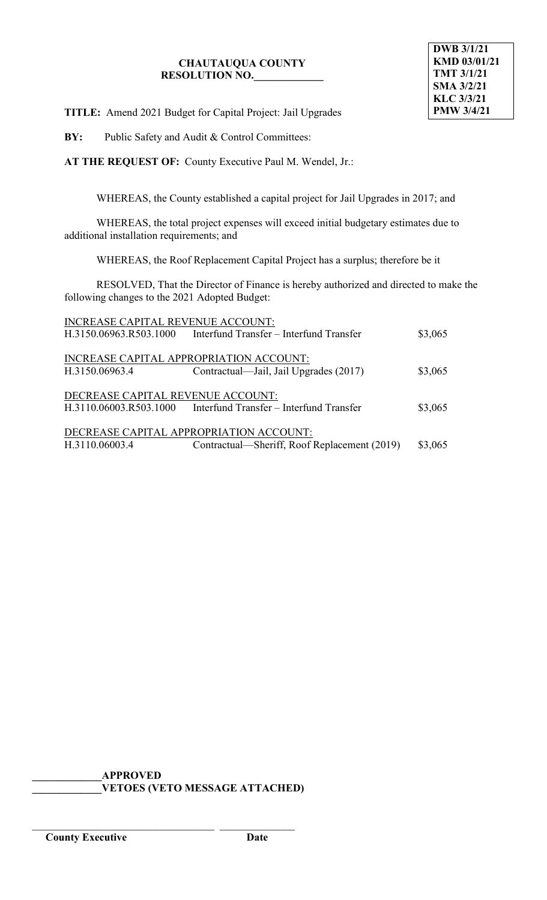**DWB 3/1/21**
**KMD 03/01/21**
**TMT 3/1/21**
**SMA 3/2/21**
**KLC 3/3/21**
**PMW 3/4/21**

**CHAUTAUQUA COUNTY**
**RESOLUTION NO.\_\_\_\_\_\_\_\_\_\_\_\_\_**

**TITLE:** Amend 2021 Budget for Capital Project: Jail Upgrades

**BY:** Public Safety and Audit & Control Committees:

**AT THE REQUEST OF:** County Executive Paul M. Wendel, Jr.:

WHEREAS, the County established a capital project for Jail Upgrades in 2017; and

WHEREAS, the total project expenses will exceed initial budgetary estimates due to additional installation requirements; and

WHEREAS, the Roof Replacement Capital Project has a surplus; therefore be it

RESOLVED, That the Director of Finance is hereby authorized and directed to make the following changes to the 2021 Adopted Budget:

INCREASE CAPITAL REVENUE ACCOUNT:

| | | |
|---|---|---|
| H.3150.06963.R503.1000 | Interfund Transfer – Interfund Transfer | $3,065 |

INCREASE CAPITAL APPROPRIATION ACCOUNT:

| | | |
|---|---|---|
| H.3150.06963.4 | Contractual—Jail, Jail Upgrades (2017) | $3,065 |

DECREASE CAPITAL REVENUE ACCOUNT:

| | | |
|---|---|---|
| H.3110.06003.R503.1000 | Interfund Transfer – Interfund Transfer | $3,065 |

DECREASE CAPITAL APPROPRIATION ACCOUNT:

| | | |
|---|---|---|
| H.3110.06003.4 | Contractual—Sheriff, Roof Replacement (2019) | $3,065 |

\_\_\_\_\_\_\_\_\_\_\_\_\_**APPROVED**
\_\_\_\_\_\_\_\_\_\_\_\_\_**VETOES (VETO MESSAGE ATTACHED)**

\_\_\_\_\_\_\_\_\_\_\_\_\_\_\_\_\_\_\_\_\_\_\_\_\_\_\_\_\_\_\_\_\_\_\_ \_\_\_\_\_\_\_\_\_\_\_\_\_\_\_
**County Executive** **Date**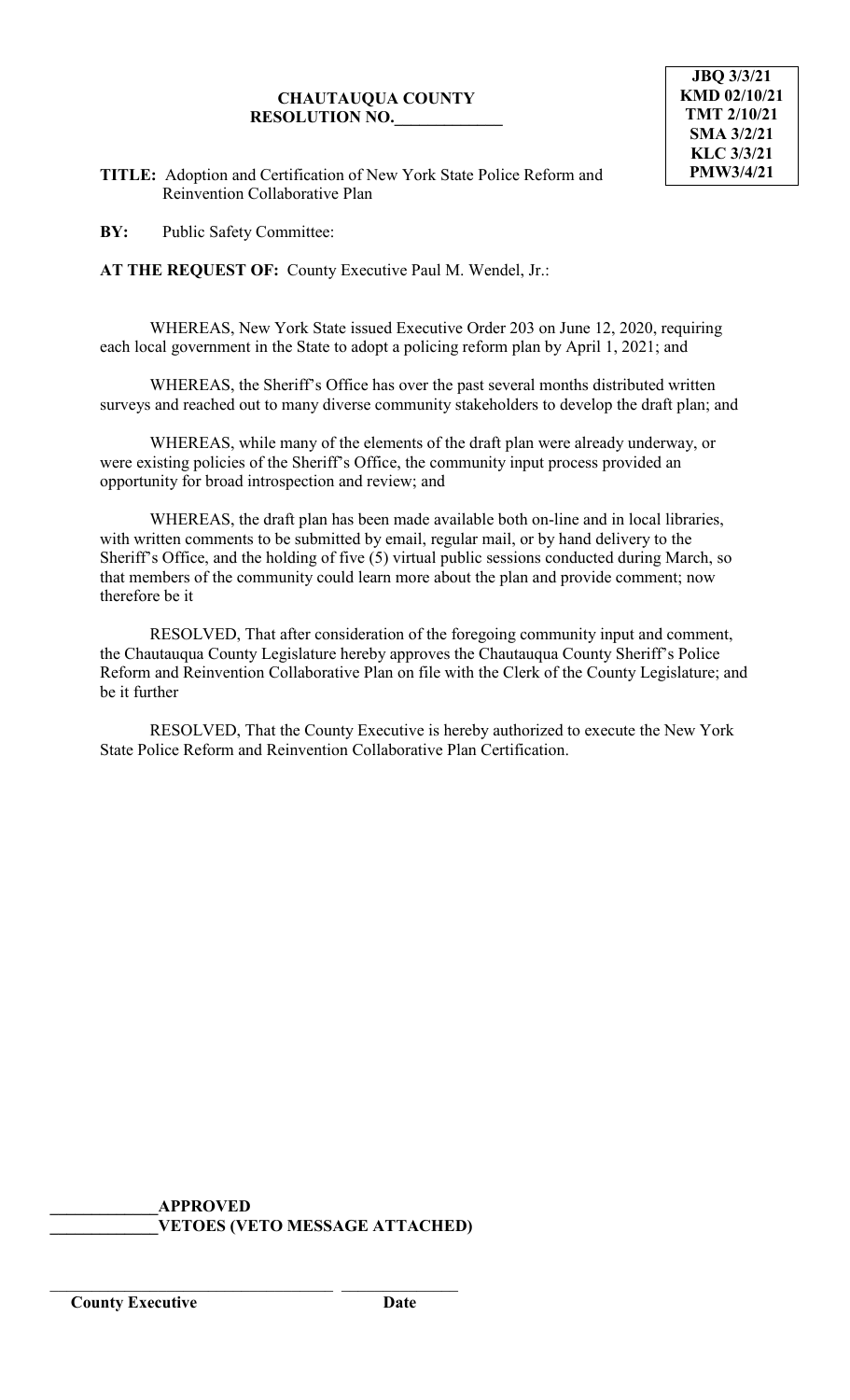**CHAUTAUQUA COUNTY**
**RESOLUTION NO.\_\_\_\_\_\_\_\_\_\_\_\_\_**

**JBQ 3/3/21**
**KMD 02/10/21**
**TMT 2/10/21**
**SMA 3/2/21**
**KLC 3/3/21**
**PMW3/4/21**

**TITLE:** Adoption and Certification of New York State Police Reform and Reinvention Collaborative Plan

**BY:** Public Safety Committee:

**AT THE REQUEST OF:** County Executive Paul M. Wendel, Jr.:

WHEREAS, New York State issued Executive Order 203 on June 12, 2020, requiring each local government in the State to adopt a policing reform plan by April 1, 2021; and

WHEREAS, the Sheriff's Office has over the past several months distributed written surveys and reached out to many diverse community stakeholders to develop the draft plan; and

WHEREAS, while many of the elements of the draft plan were already underway, or were existing policies of the Sheriff's Office, the community input process provided an opportunity for broad introspection and review; and

WHEREAS, the draft plan has been made available both on-line and in local libraries, with written comments to be submitted by email, regular mail, or by hand delivery to the Sheriff's Office, and the holding of five (5) virtual public sessions conducted during March, so that members of the community could learn more about the plan and provide comment; now therefore be it

RESOLVED, That after consideration of the foregoing community input and comment, the Chautauqua County Legislature hereby approves the Chautauqua County Sheriff's Police Reform and Reinvention Collaborative Plan on file with the Clerk of the County Legislature; and be it further

RESOLVED, That the County Executive is hereby authorized to execute the New York State Police Reform and Reinvention Collaborative Plan Certification.

\_\_\_\_\_\_\_\_\_\_\_\_\_**APPROVED**
\_\_\_\_\_\_\_\_\_\_\_\_\_**VETOES (VETO MESSAGE ATTACHED)**

\_\_\_\_\_\_\_\_\_\_\_\_\_\_\_\_\_\_\_\_\_\_\_\_\_\_\_\_\_\_\_\_\_\_\_ \_\_\_\_\_\_\_\_\_\_\_\_\_\_\_
**County Executive** **Date**